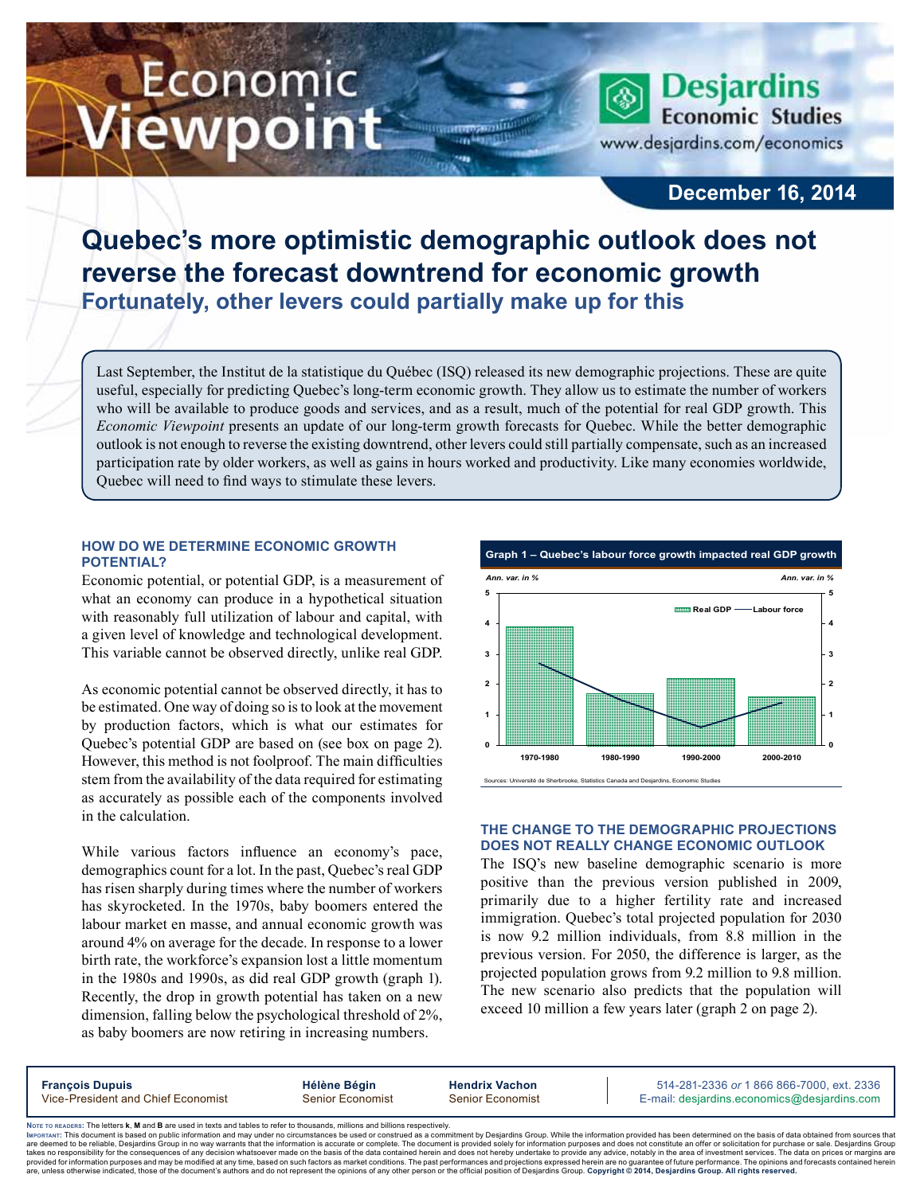# Economic Viewpoint

Desjardins Economic Studies
www.desjardins.com/economics

**December 16, 2014**

## Quebec's more optimistic demographic outlook does not reverse the forecast downtrend for economic growth

### Fortunately, other levers could partially make up for this

Last September, the Institut de la statistique du Québec (ISQ) released its new demographic projections. These are quite useful, especially for predicting Quebec's long-term economic growth. They allow us to estimate the number of workers who will be available to produce goods and services, and as a result, much of the potential for real GDP growth. This *Economic Viewpoint* presents an update of our long-term growth forecasts for Quebec. While the better demographic outlook is not enough to reverse the existing downtrend, other levers could still partially compensate, such as an increased participation rate by older workers, as well as gains in hours worked and productivity. Like many economies worldwide, Quebec will need to find ways to stimulate these levers.

### HOW DO WE DETERMINE ECONOMIC GROWTH POTENTIAL?

Economic potential, or potential GDP, is a measurement of what an economy can produce in a hypothetical situation with reasonably full utilization of labour and capital, with a given level of knowledge and technological development. This variable cannot be observed directly, unlike real GDP.

As economic potential cannot be observed directly, it has to be estimated. One way of doing so is to look at the movement by production factors, which is what our estimates for Quebec's potential GDP are based on (see box on page 2). However, this method is not foolproof. The main difficulties stem from the availability of the data required for estimating as accurately as possible each of the components involved in the calculation.

While various factors influence an economy's pace, demographics count for a lot. In the past, Quebec's real GDP has risen sharply during times where the number of workers has skyrocketed. In the 1970s, baby boomers entered the labour market en masse, and annual economic growth was around 4% on average for the decade. In response to a lower birth rate, the workforce's expansion lost a little momentum in the 1980s and 1990s, as did real GDP growth (graph 1). Recently, the drop in growth potential has taken on a new dimension, falling below the psychological threshold of 2%, as baby boomers are now retiring in increasing numbers.

**Graph 1 – Quebec's labour force growth impacted real GDP growth**

Ann. var. in %

| Period | Real GDP | Labour force |
|---|---|---|
| 1970-1980 | ~3.9 | ~2.7 |
| 1980-1990 | ~1.7 | ~1.5 |
| 1990-2000 | ~2.2 | ~0.6 |
| 2000-2010 | ~1.6 | ~1.4 |

Sources: Université de Sherbrooke, Statistics Canada and Desjardins, Economic Studies

### THE CHANGE TO THE DEMOGRAPHIC PROJECTIONS DOES NOT REALLY CHANGE ECONOMIC OUTLOOK

The ISQ's new baseline demographic scenario is more positive than the previous version published in 2009, primarily due to a higher fertility rate and increased immigration. Quebec's total projected population for 2030 is now 9.2 million individuals, from 8.8 million in the previous version. For 2050, the difference is larger, as the projected population grows from 9.2 million to 9.8 million. The new scenario also predicts that the population will exceed 10 million a few years later (graph 2 on page 2).

---

**François Dupuis**, Vice-President and Chief Economist
**Hélène Bégin**, Senior Economist
**Hendrix Vachon**, Senior Economist

514-281-2336 *or* 1 866 866-7000, ext. 2336
E-mail: desjardins.economics@desjardins.com

Note to readers: The letters **k**, **M** and **B** are used in texts and tables to refer to thousands, millions and billions respectively.

Important: This document is based on public information and may under no circumstances be used or construed as a commitment by Desjardins Group. While the information provided has been determined on the basis of data obtained from sources that are deemed to be reliable, Desjardins Group in no way warrants that the information is accurate or complete. The document is provided solely for information purposes and does not constitute an offer or solicitation for purchase or sale. Desjardins Group takes no responsibility for the consequences of any decision whatsoever made on the basis of the data contained herein and does not hereby undertake to provide any advice, notably in the area of investment services. The data on prices or margins are provided for information purposes and may be modified at any time, based on such factors as market conditions. The past performances and projections expressed herein are no guarantee of future performance. The opinions and forecasts contained herein are, unless otherwise indicated, those of the document's authors and do not represent the opinions of any other person or the official position of Desjardins Group. **Copyright © 2014, Desjardins Group. All rights reserved.**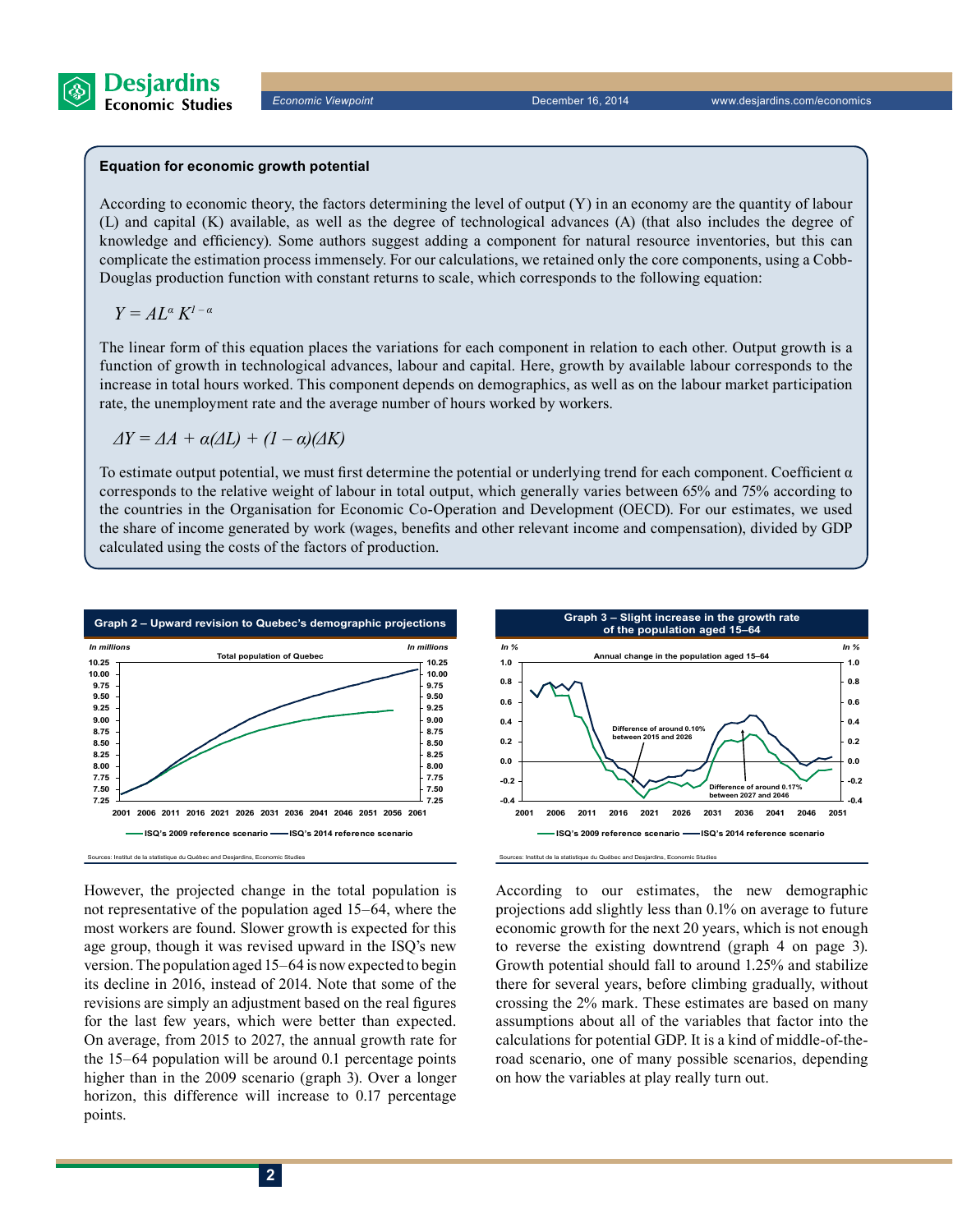**Equation for economic growth potential**

According to economic theory, the factors determining the level of output (Y) in an economy are the quantity of labour (L) and capital (K) available, as well as the degree of technological advances (A) (that also includes the degree of knowledge and efficiency). Some authors suggest adding a component for natural resource inventories, but this can complicate the estimation process immensely. For our calculations, we retained only the core components, using a Cobb-Douglas production function with constant returns to scale, which corresponds to the following equation:

$$Y = AL^{\alpha} K^{1-\alpha}$$

The linear form of this equation places the variations for each component in relation to each other. Output growth is a function of growth in technological advances, labour and capital. Here, growth by available labour corresponds to the increase in total hours worked. This component depends on demographics, as well as on the labour market participation rate, the unemployment rate and the average number of hours worked by workers.

$$\Delta Y = \Delta A + \alpha(\Delta L) + (1 - \alpha)(\Delta K)$$

To estimate output potential, we must first determine the potential or underlying trend for each component. Coefficient $\alpha$ corresponds to the relative weight of labour in total output, which generally varies between 65% and 75% according to the countries in the Organisation for Economic Co-Operation and Development (OECD). For our estimates, we used the share of income generated by work (wages, benefits and other relevant income and compensation), divided by GDP calculated using the costs of the factors of production.

Graph 2 – Upward revision to Quebec's demographic projections

Sources: Institut de la statistique du Québec and Desjardins, Economic Studies

Graph 3 – Slight increase in the growth rate of the population aged 15–64

Sources: Institut de la statistique du Québec and Desjardins, Economic Studies

However, the projected change in the total population is not representative of the population aged 15–64, where the most workers are found. Slower growth is expected for this age group, though it was revised upward in the ISQ's new version. The population aged 15–64 is now expected to begin its decline in 2016, instead of 2014. Note that some of the revisions are simply an adjustment based on the real figures for the last few years, which were better than expected. On average, from 2015 to 2027, the annual growth rate for the 15–64 population will be around 0.1 percentage points higher than in the 2009 scenario (graph 3). Over a longer horizon, this difference will increase to 0.17 percentage points.

According to our estimates, the new demographic projections add slightly less than 0.1% on average to future economic growth for the next 20 years, which is not enough to reverse the existing downtrend (graph 4 on page 3). Growth potential should fall to around 1.25% and stabilize there for several years, before climbing gradually, without crossing the 2% mark. These estimates are based on many assumptions about all of the variables that factor into the calculations for potential GDP. It is a kind of middle-of-the-road scenario, one of many possible scenarios, depending on how the variables at play really turn out.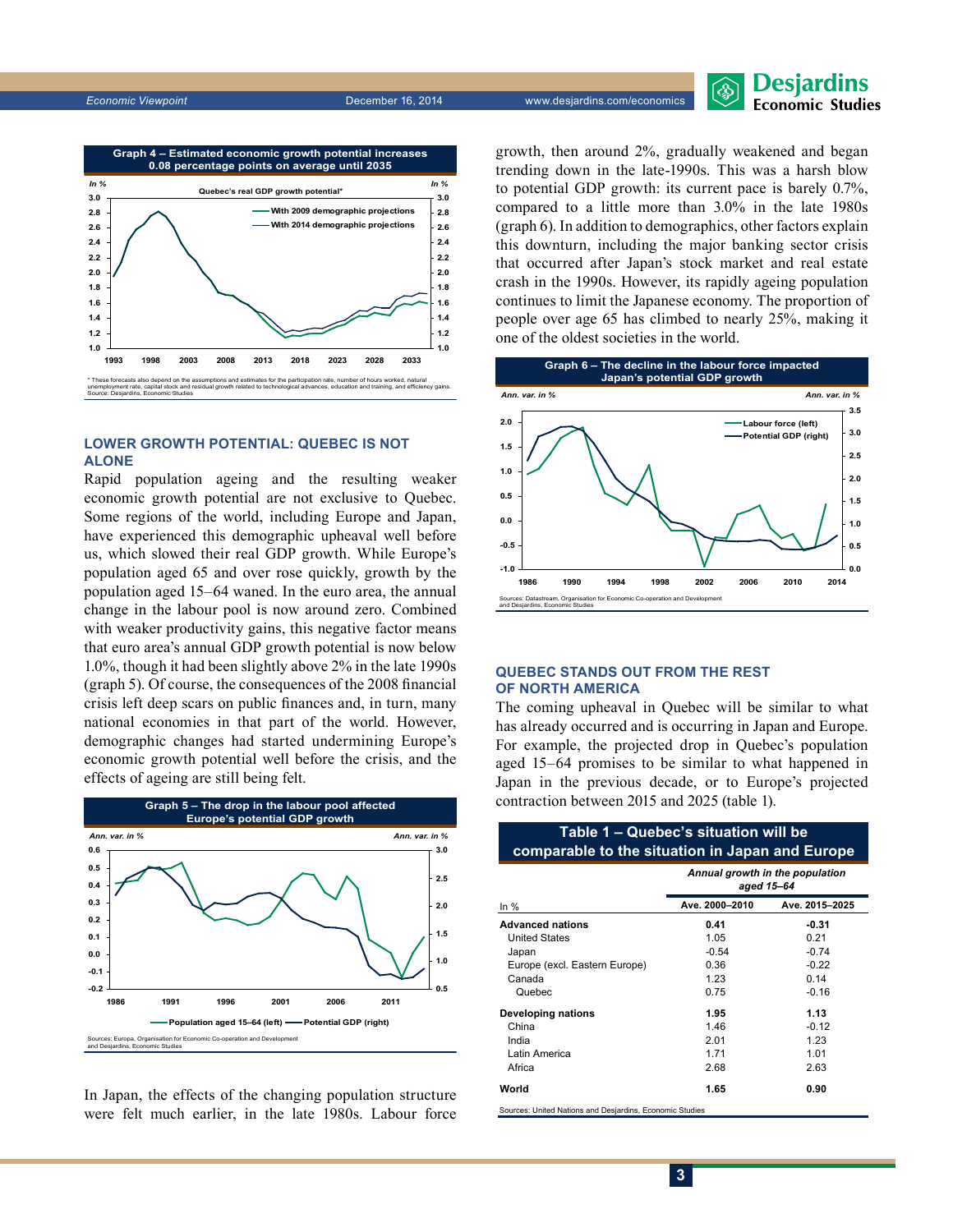**Graph 4 – Estimated economic growth potential increases 0.08 percentage points on average until 2035**

* These forecasts also depend on the assumptions and estimates for the participation rate, number of hours worked, natural unemployment rate, capital stock and residual growth related to technological advances, education and training, and efficiency gains.
Source: Desjardins, Economic Studies

## LOWER GROWTH POTENTIAL: QUEBEC IS NOT ALONE

Rapid population ageing and the resulting weaker economic growth potential are not exclusive to Quebec. Some regions of the world, including Europe and Japan, have experienced this demographic upheaval well before us, which slowed their real GDP growth. While Europe's population aged 65 and over rose quickly, growth by the population aged 15–64 waned. In the euro area, the annual change in the labour pool is now around zero. Combined with weaker productivity gains, this negative factor means that euro area's annual GDP growth potential is now below 1.0%, though it had been slightly above 2% in the late 1990s (graph 5). Of course, the consequences of the 2008 financial crisis left deep scars on public finances and, in turn, many national economies in that part of the world. However, demographic changes had started undermining Europe's economic growth potential well before the crisis, and the effects of ageing are still being felt.

**Graph 5 – The drop in the labour pool affected Europe's potential GDP growth**

Sources: Europa, Organisation for Economic Co-operation and Development and Desjardins, Economic Studies

In Japan, the effects of the changing population structure were felt much earlier, in the late 1980s. Labour force growth, then around 2%, gradually weakened and began trending down in the late-1990s. This was a harsh blow to potential GDP growth: its current pace is barely 0.7%, compared to a little more than 3.0% in the late 1980s (graph 6). In addition to demographics, other factors explain this downturn, including the major banking sector crisis that occurred after Japan's stock market and real estate crash in the 1990s. However, its rapidly ageing population continues to limit the Japanese economy. The proportion of people over age 65 has climbed to nearly 25%, making it one of the oldest societies in the world.

**Graph 6 – The decline in the labour force impacted Japan's potential GDP growth**

Sources: Datastream, Organisation for Economic Co-operation and Development and Desjardins, Economic Studies

## QUEBEC STANDS OUT FROM THE REST OF NORTH AMERICA

The coming upheaval in Quebec will be similar to what has already occurred and is occurring in Japan and Europe. For example, the projected drop in Quebec's population aged 15–64 promises to be similar to what happened in Japan in the previous decade, or to Europe's projected contraction between 2015 and 2025 (table 1).

**Table 1 – Quebec's situation will be comparable to the situation in Japan and Europe**

| In % | *Annual growth in the population aged 15–64* Ave. 2000–2010 | Ave. 2015–2025 |
|---|---|---|
| **Advanced nations** | **0.41** | **-0.31** |
| United States | 1.05 | 0.21 |
| Japan | -0.54 | -0.74 |
| Europe (excl. Eastern Europe) | 0.36 | -0.22 |
| Canada | 1.23 | 0.14 |
| Quebec | 0.75 | -0.16 |
| **Developing nations** | **1.95** | **1.13** |
| China | 1.46 | -0.12 |
| India | 2.01 | 1.23 |
| Latin America | 1.71 | 1.01 |
| Africa | 2.68 | 2.63 |
| **World** | **1.65** | **0.90** |

Sources: United Nations and Desjardins, Economic Studies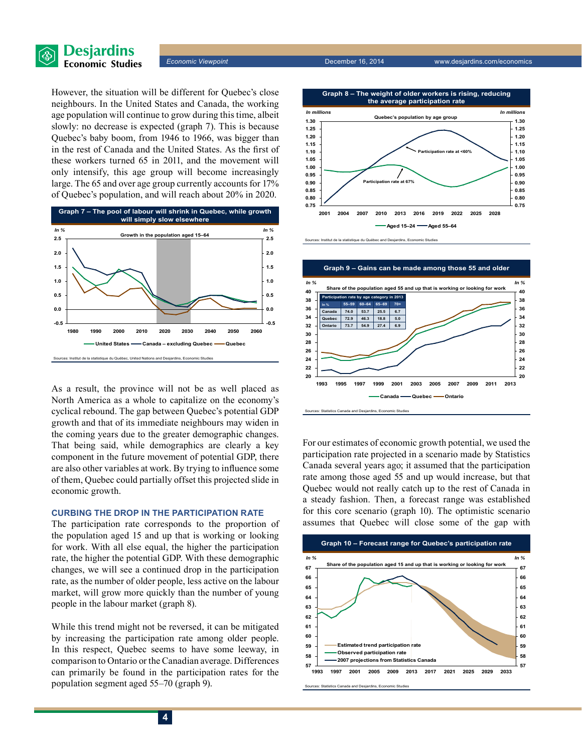However, the situation will be different for Quebec's close neighbours. In the United States and Canada, the working age population will continue to grow during this time, albeit slowly: no decrease is expected (graph 7). This is because Quebec's baby boom, from 1946 to 1966, was bigger than in the rest of Canada and the United States. As the first of these workers turned 65 in 2011, and the movement will only intensify, this age group will become increasingly large. The 65 and over age group currently accounts for 17% of Quebec's population, and will reach about 20% in 2020.

**Graph 7 – The pool of labour will shrink in Quebec, while growth will simply slow elsewhere**

Growth in the population aged 15–64 (In %)

United States — Canada – excluding Quebec — Quebec

Sources: Institut de la statistique du Québec, United Nations and Desjardins, Economic Studies

As a result, the province will not be as well placed as North America as a whole to capitalize on the economy's cyclical rebound. The gap between Quebec's potential GDP growth and that of its immediate neighbours may widen in the coming years due to the greater demographic changes. That being said, while demographics are clearly a key component in the future movement of potential GDP, there are also other variables at work. By trying to influence some of them, Quebec could partially offset this projected slide in economic growth.

## CURBING THE DROP IN THE PARTICIPATION RATE

The participation rate corresponds to the proportion of the population aged 15 and up that is working or looking for work. With all else equal, the higher the participation rate, the higher the potential GDP. With these demographic changes, we will see a continued drop in the participation rate, as the number of older people, less active on the labour market, will grow more quickly than the number of young people in the labour market (graph 8).

While this trend might not be reversed, it can be mitigated by increasing the participation rate among older people. In this respect, Quebec seems to have some leeway, in comparison to Ontario or the Canadian average. Differences can primarily be found in the participation rates for the population segment aged 55–70 (graph 9).

**Graph 8 – The weight of older workers is rising, reducing the average participation rate**

Quebec's population by age group (In millions)

Participation rate at <60% — Participation rate at 67%

Aged 15–24 — Aged 55–64

Sources: Institut de la statistique du Québec and Desjardins, Economic Studies

**Graph 9 – Gains can be made among those 55 and older**

Share of the population aged 55 and up that is working or looking for work (In %)

Participation rate by age category in 2013

| In % | 55–59 | 60–64 | 65–69 | 70+ |
|---|---|---|---|---|
| Canada | 74.0 | 53.7 | 25.5 | 6.7 |
| Quebec | 72.9 | 46.3 | 18.8 | 5.0 |
| Ontario | 73.7 | 54.9 | 27.4 | 6.9 |

Canada — Quebec — Ontario

Sources: Statistics Canada and Desjardins, Economic Studies

For our estimates of economic growth potential, we used the participation rate projected in a scenario made by Statistics Canada several years ago; it assumed that the participation rate among those aged 55 and up would increase, but that Quebec would not really catch up to the rest of Canada in a steady fashion. Then, a forecast range was established for this core scenario (graph 10). The optimistic scenario assumes that Quebec will close some of the gap with

**Graph 10 – Forecast range for Quebec's participation rate**

Share of the population aged 15 and up that is working or looking for work (In %)

Estimated trend participation rate — Observed participation rate — 2007 projections from Statistics Canada

Sources: Statistics Canada and Desjardins, Economic Studies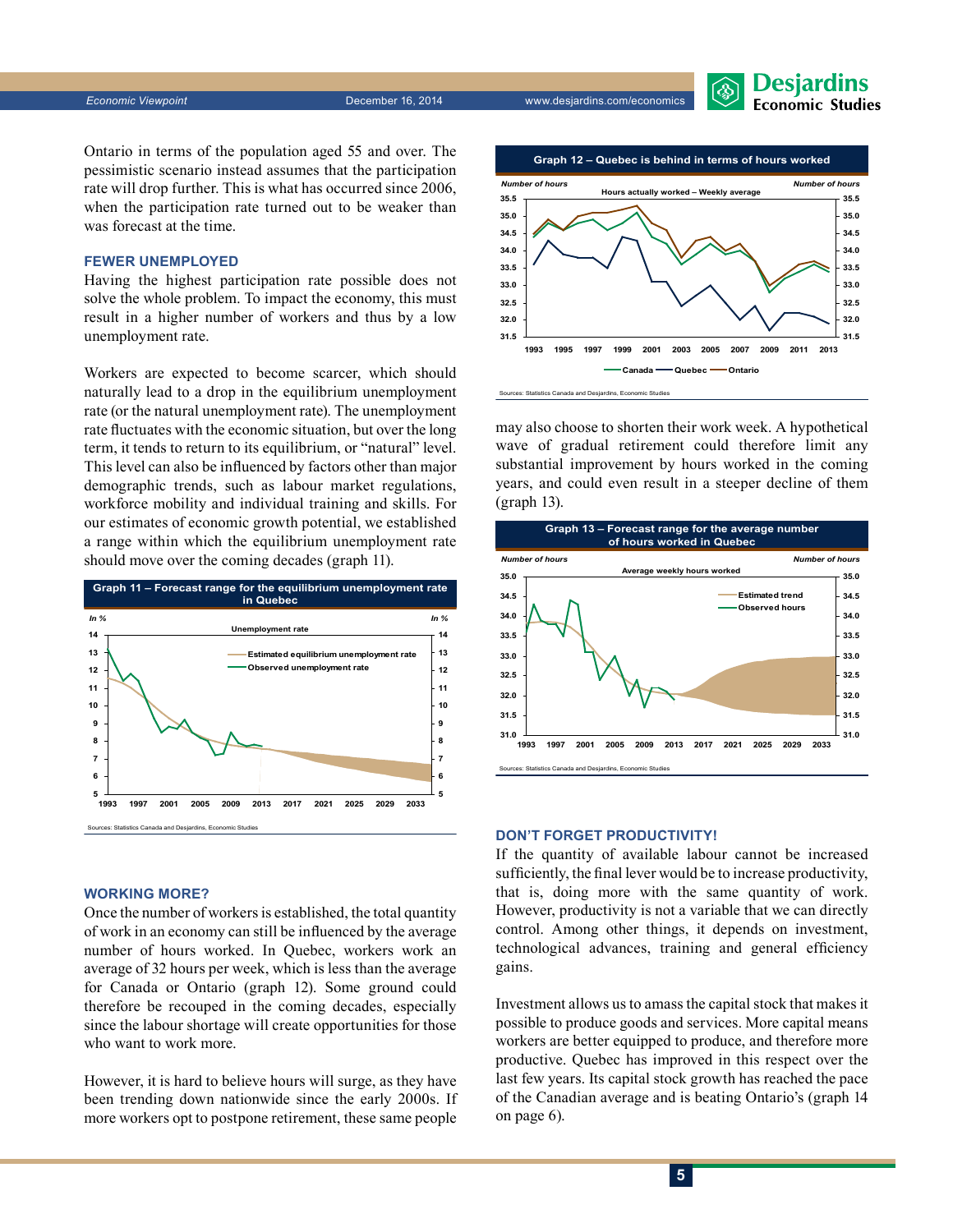Ontario in terms of the population aged 55 and over. The pessimistic scenario instead assumes that the participation rate will drop further. This is what has occurred since 2006, when the participation rate turned out to be weaker than was forecast at the time.

### FEWER UNEMPLOYED

Having the highest participation rate possible does not solve the whole problem. To impact the economy, this must result in a higher number of workers and thus by a low unemployment rate.

Workers are expected to become scarcer, which should naturally lead to a drop in the equilibrium unemployment rate (or the natural unemployment rate). The unemployment rate fluctuates with the economic situation, but over the long term, it tends to return to its equilibrium, or "natural" level. This level can also be influenced by factors other than major demographic trends, such as labour market regulations, workforce mobility and individual training and skills. For our estimates of economic growth potential, we established a range within which the equilibrium unemployment rate should move over the coming decades (graph 11).

**Graph 11 – Forecast range for the equilibrium unemployment rate in Quebec**

Sources: Statistics Canada and Desjardins, Economic Studies

### WORKING MORE?

Once the number of workers is established, the total quantity of work in an economy can still be influenced by the average number of hours worked. In Quebec, workers work an average of 32 hours per week, which is less than the average for Canada or Ontario (graph 12). Some ground could therefore be recouped in the coming decades, especially since the labour shortage will create opportunities for those who want to work more.

However, it is hard to believe hours will surge, as they have been trending down nationwide since the early 2000s. If more workers opt to postpone retirement, these same people may also choose to shorten their work week. A hypothetical wave of gradual retirement could therefore limit any substantial improvement by hours worked in the coming years, and could even result in a steeper decline of them (graph 13).

**Graph 12 – Quebec is behind in terms of hours worked**

Sources: Statistics Canada and Desjardins, Economic Studies

**Graph 13 – Forecast range for the average number of hours worked in Quebec**

Sources: Statistics Canada and Desjardins, Economic Studies

### DON'T FORGET PRODUCTIVITY!

If the quantity of available labour cannot be increased sufficiently, the final lever would be to increase productivity, that is, doing more with the same quantity of work. However, productivity is not a variable that we can directly control. Among other things, it depends on investment, technological advances, training and general efficiency gains.

Investment allows us to amass the capital stock that makes it possible to produce goods and services. More capital means workers are better equipped to produce, and therefore more productive. Quebec has improved in this respect over the last few years. Its capital stock growth has reached the pace of the Canadian average and is beating Ontario's (graph 14 on page 6).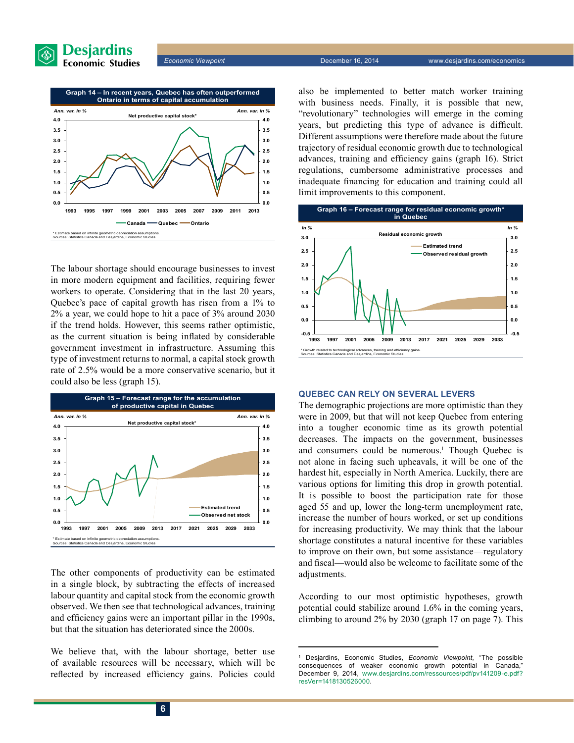**Graph 14 – In recent years, Quebec has often outperformed Ontario in terms of capital accumulation**

Net productive capital stock*

Ann. var. in %

Canada — Quebec — Ontario

* Estimate based on infinite geometric depreciation assumptions.
Sources: Statistics Canada and Desjardins, Economic Studies

The labour shortage should encourage businesses to invest in more modern equipment and facilities, requiring fewer workers to operate. Considering that in the last 20 years, Quebec's pace of capital growth has risen from a 1% to 2% a year, we could hope to hit a pace of 3% around 2030 if the trend holds. However, this seems rather optimistic, as the current situation is being inflated by considerable government investment in infrastructure. Assuming this type of investment returns to normal, a capital stock growth rate of 2.5% would be a more conservative scenario, but it could also be less (graph 15).

**Graph 15 – Forecast range for the accumulation of productive capital in Quebec**

Net productive capital stock*

Ann. var. in %

Estimated trend — Observed net stock

* Estimate based on infinite geometric depreciation assumptions.
Sources: Statistics Canada and Desjardins, Economic Studies

The other components of productivity can be estimated in a single block, by subtracting the effects of increased labour quantity and capital stock from the economic growth observed. We then see that technological advances, training and efficiency gains were an important pillar in the 1990s, but that the situation has deteriorated since the 2000s.

We believe that, with the labour shortage, better use of available resources will be necessary, which will be reflected by increased efficiency gains. Policies could also be implemented to better match worker training with business needs. Finally, it is possible that new, "revolutionary" technologies will emerge in the coming years, but predicting this type of advance is difficult. Different assumptions were therefore made about the future trajectory of residual economic growth due to technological advances, training and efficiency gains (graph 16). Strict regulations, cumbersome administrative processes and inadequate financing for education and training could all limit improvements to this component.

**Graph 16 – Forecast range for residual economic growth* in Quebec**

Residual economic growth

In %

Estimated trend — Observed residual growth

* Growth related to technological advances, training and efficiency gains.
Sources: Statistics Canada and Desjardins, Economic Studies

## QUEBEC CAN RELY ON SEVERAL LEVERS

The demographic projections are more optimistic than they were in 2009, but that will not keep Quebec from entering into a tougher economic time as its growth potential decreases. The impacts on the government, businesses and consumers could be numerous.[1] Though Quebec is not alone in facing such upheavals, it will be one of the hardest hit, especially in North America. Luckily, there are various options for limiting this drop in growth potential. It is possible to boost the participation rate for those aged 55 and up, lower the long-term unemployment rate, increase the number of hours worked, or set up conditions for increasing productivity. We may think that the labour shortage constitutes a natural incentive for these variables to improve on their own, but some assistance—regulatory and fiscal—would also be welcome to facilitate some of the adjustments.

According to our most optimistic hypotheses, growth potential could stabilize around 1.6% in the coming years, climbing to around 2% by 2030 (graph 17 on page 7). This

---

[1] Desjardins, Economic Studies, *Economic Viewpoint*, "The possible consequences of weaker economic growth potential in Canada," December 9, 2014, www.desjardins.com/ressources/pdf/pv141209-e.pdf?resVer=1418130526000.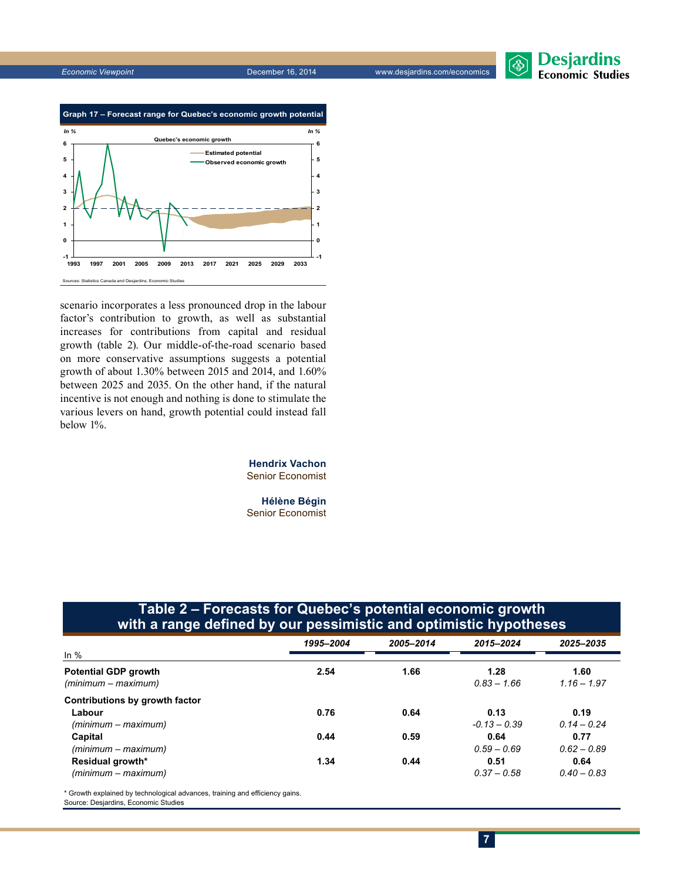**Graph 17 – Forecast range for Quebec's economic growth potential**

In %

Quebec's economic growth

Estimated potential

Observed economic growth

6
5
4
3
2
1
0
-1

1993 1997 2001 2005 2009 2013 2017 2021 2025 2029 2033

Sources: Statistics Canada and Desjardins, Economic Studies

scenario incorporates a less pronounced drop in the labour factor's contribution to growth, as well as substantial increases for contributions from capital and residual growth (table 2). Our middle-of-the-road scenario based on more conservative assumptions suggests a potential growth of about 1.30% between 2015 and 2014, and 1.60% between 2025 and 2035. On the other hand, if the natural incentive is not enough and nothing is done to stimulate the various levers on hand, growth potential could instead fall below 1%.

**Hendrix Vachon**
Senior Economist

**Hélène Bégin**
Senior Economist

## Table 2 – Forecasts for Quebec's potential economic growth with a range defined by our pessimistic and optimistic hypotheses

| In % | *1995–2004* | *2005–2014* | *2015–2024* | *2025–2035* |
|---|---|---|---|---|
| **Potential GDP growth** | **2.54** | **1.66** | **1.28** | **1.60** |
| *(minimum – maximum)* | | | *0.83 – 1.66* | *1.16 – 1.97* |
| **Contributions by growth factor** | | | | |
| **Labour** | **0.76** | **0.64** | **0.13** | **0.19** |
| *(minimum – maximum)* | | | *-0.13 – 0.39* | *0.14 – 0.24* |
| **Capital** | **0.44** | **0.59** | **0.64** | **0.77** |
| *(minimum – maximum)* | | | *0.59 – 0.69* | *0.62 – 0.89* |
| **Residual growth*** | **1.34** | **0.44** | **0.51** | **0.64** |
| *(minimum – maximum)* | | | *0.37 – 0.58* | *0.40 – 0.83* |

* Growth explained by technological advances, training and efficiency gains.
Source: Desjardins, Economic Studies